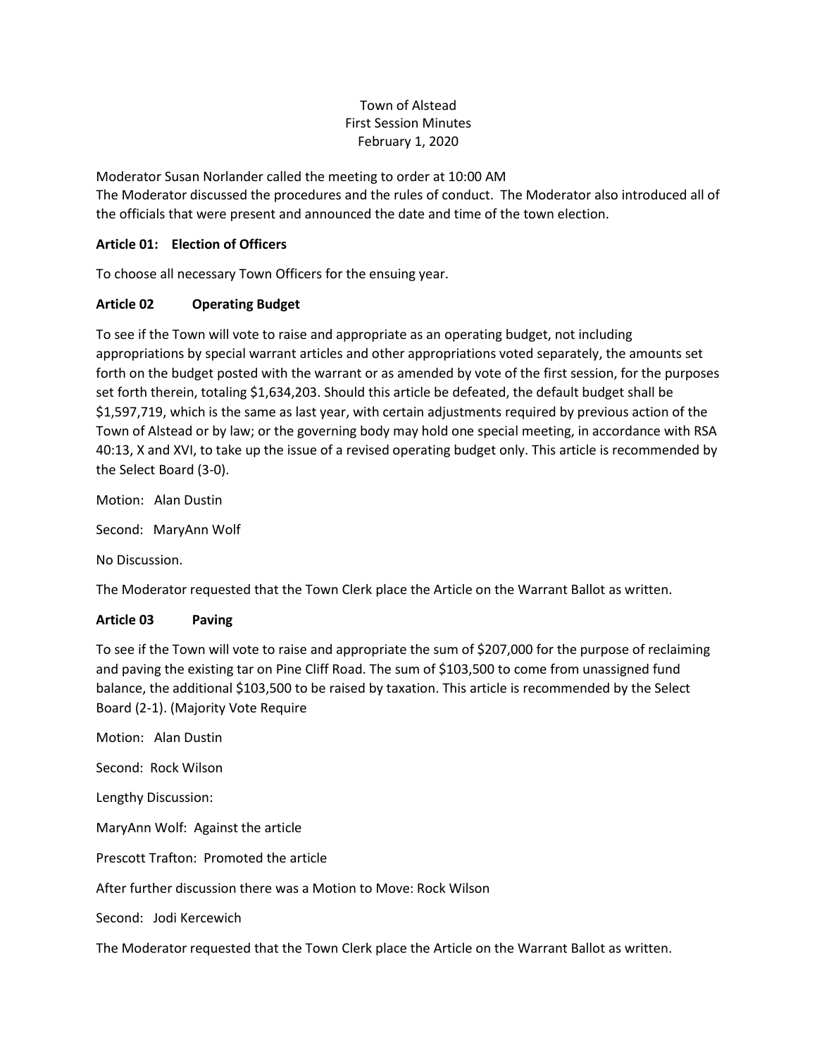# Town of Alstead
## First Session Minutes
### February 1, 2020

Moderator Susan Norlander called the meeting to order at 10:00 AM
The Moderator discussed the procedures and the rules of conduct. The Moderator also introduced all of the officials that were present and announced the date and time of the town election.

**Article 01: Election of Officers**

To choose all necessary Town Officers for the ensuing year.

**Article 02 Operating Budget**

To see if the Town will vote to raise and appropriate as an operating budget, not including appropriations by special warrant articles and other appropriations voted separately, the amounts set forth on the budget posted with the warrant or as amended by vote of the first session, for the purposes set forth therein, totaling $1,634,203. Should this article be defeated, the default budget shall be $1,597,719, which is the same as last year, with certain adjustments required by previous action of the Town of Alstead or by law; or the governing body may hold one special meeting, in accordance with RSA 40:13, X and XVI, to take up the issue of a revised operating budget only. This article is recommended by the Select Board (3-0).

Motion: Alan Dustin

Second: MaryAnn Wolf

No Discussion.

The Moderator requested that the Town Clerk place the Article on the Warrant Ballot as written.

**Article 03 Paving**

To see if the Town will vote to raise and appropriate the sum of $207,000 for the purpose of reclaiming and paving the existing tar on Pine Cliff Road. The sum of $103,500 to come from unassigned fund balance, the additional $103,500 to be raised by taxation. This article is recommended by the Select Board (2-1). (Majority Vote Require

Motion: Alan Dustin

Second: Rock Wilson

Lengthy Discussion:

MaryAnn Wolf: Against the article

Prescott Trafton: Promoted the article

After further discussion there was a Motion to Move: Rock Wilson

Second: Jodi Kercewich

The Moderator requested that the Town Clerk place the Article on the Warrant Ballot as written.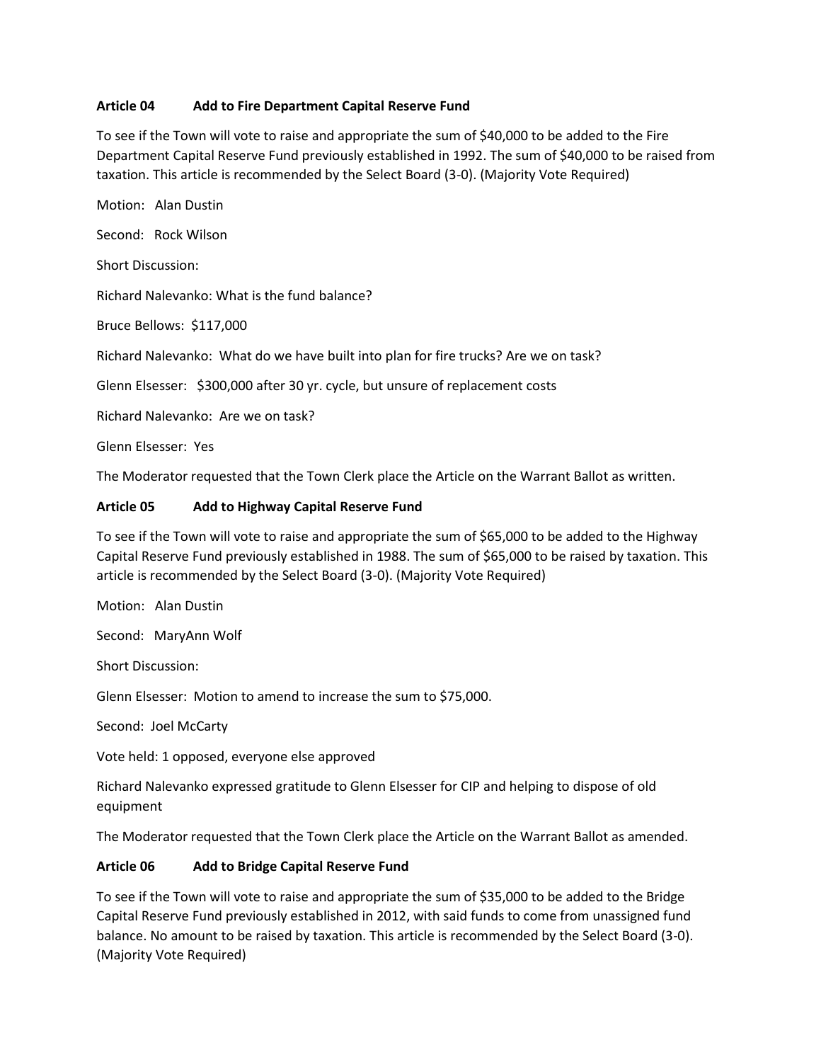**Article 04 Add to Fire Department Capital Reserve Fund**

To see if the Town will vote to raise and appropriate the sum of $40,000 to be added to the Fire Department Capital Reserve Fund previously established in 1992. The sum of $40,000 to be raised from taxation. This article is recommended by the Select Board (3-0). (Majority Vote Required)

Motion: Alan Dustin

Second: Rock Wilson

Short Discussion:

Richard Nalevanko: What is the fund balance?

Bruce Bellows: $117,000

Richard Nalevanko: What do we have built into plan for fire trucks? Are we on task?

Glenn Elsesser: $300,000 after 30 yr. cycle, but unsure of replacement costs

Richard Nalevanko: Are we on task?

Glenn Elsesser: Yes

The Moderator requested that the Town Clerk place the Article on the Warrant Ballot as written.

**Article 05 Add to Highway Capital Reserve Fund**

To see if the Town will vote to raise and appropriate the sum of $65,000 to be added to the Highway Capital Reserve Fund previously established in 1988. The sum of $65,000 to be raised by taxation. This article is recommended by the Select Board (3-0). (Majority Vote Required)

Motion: Alan Dustin

Second: MaryAnn Wolf

Short Discussion:

Glenn Elsesser: Motion to amend to increase the sum to $75,000.

Second: Joel McCarty

Vote held: 1 opposed, everyone else approved

Richard Nalevanko expressed gratitude to Glenn Elsesser for CIP and helping to dispose of old equipment

The Moderator requested that the Town Clerk place the Article on the Warrant Ballot as amended.

**Article 06 Add to Bridge Capital Reserve Fund**

To see if the Town will vote to raise and appropriate the sum of $35,000 to be added to the Bridge Capital Reserve Fund previously established in 2012, with said funds to come from unassigned fund balance. No amount to be raised by taxation. This article is recommended by the Select Board (3-0). (Majority Vote Required)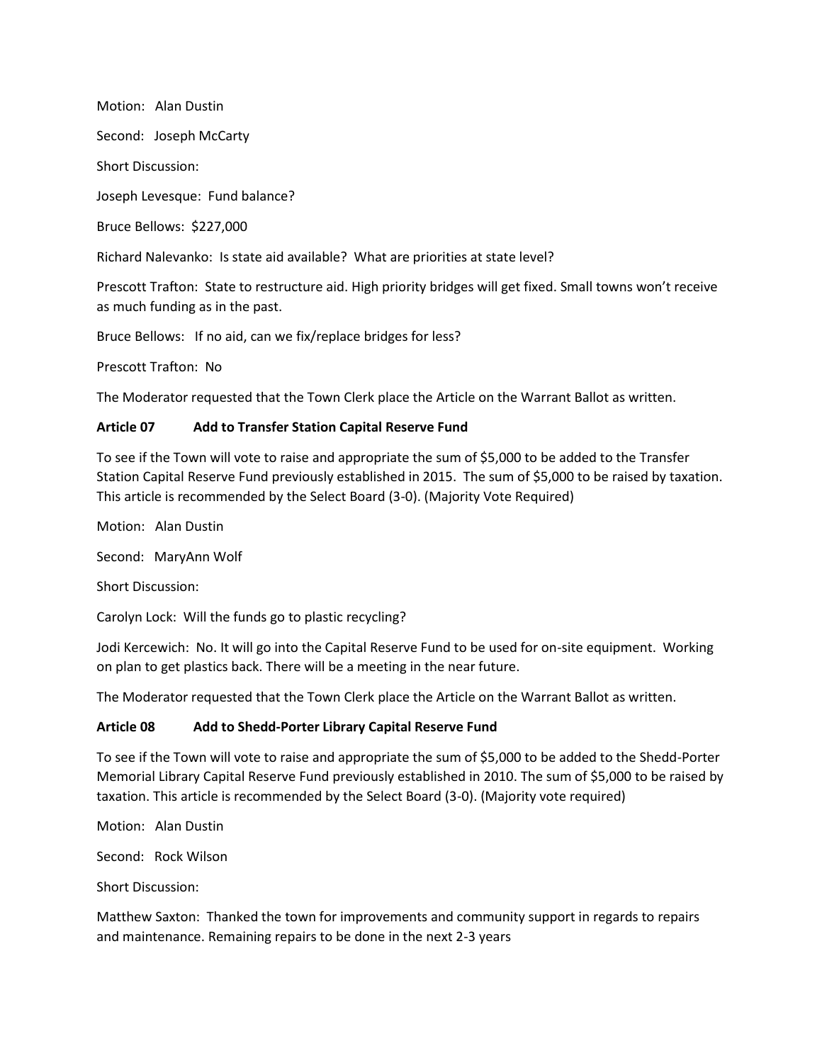Motion: Alan Dustin

Second: Joseph McCarty

Short Discussion:

Joseph Levesque: Fund balance?

Bruce Bellows: $227,000

Richard Nalevanko: Is state aid available? What are priorities at state level?

Prescott Trafton: State to restructure aid. High priority bridges will get fixed. Small towns won't receive as much funding as in the past.

Bruce Bellows: If no aid, can we fix/replace bridges for less?

Prescott Trafton: No

The Moderator requested that the Town Clerk place the Article on the Warrant Ballot as written.

**Article 07 Add to Transfer Station Capital Reserve Fund**

To see if the Town will vote to raise and appropriate the sum of $5,000 to be added to the Transfer Station Capital Reserve Fund previously established in 2015. The sum of $5,000 to be raised by taxation. This article is recommended by the Select Board (3-0). (Majority Vote Required)

Motion: Alan Dustin

Second: MaryAnn Wolf

Short Discussion:

Carolyn Lock: Will the funds go to plastic recycling?

Jodi Kercewich: No. It will go into the Capital Reserve Fund to be used for on-site equipment. Working on plan to get plastics back. There will be a meeting in the near future.

The Moderator requested that the Town Clerk place the Article on the Warrant Ballot as written.

**Article 08 Add to Shedd-Porter Library Capital Reserve Fund**

To see if the Town will vote to raise and appropriate the sum of $5,000 to be added to the Shedd-Porter Memorial Library Capital Reserve Fund previously established in 2010. The sum of $5,000 to be raised by taxation. This article is recommended by the Select Board (3-0). (Majority vote required)

Motion: Alan Dustin

Second: Rock Wilson

Short Discussion:

Matthew Saxton: Thanked the town for improvements and community support in regards to repairs and maintenance. Remaining repairs to be done in the next 2-3 years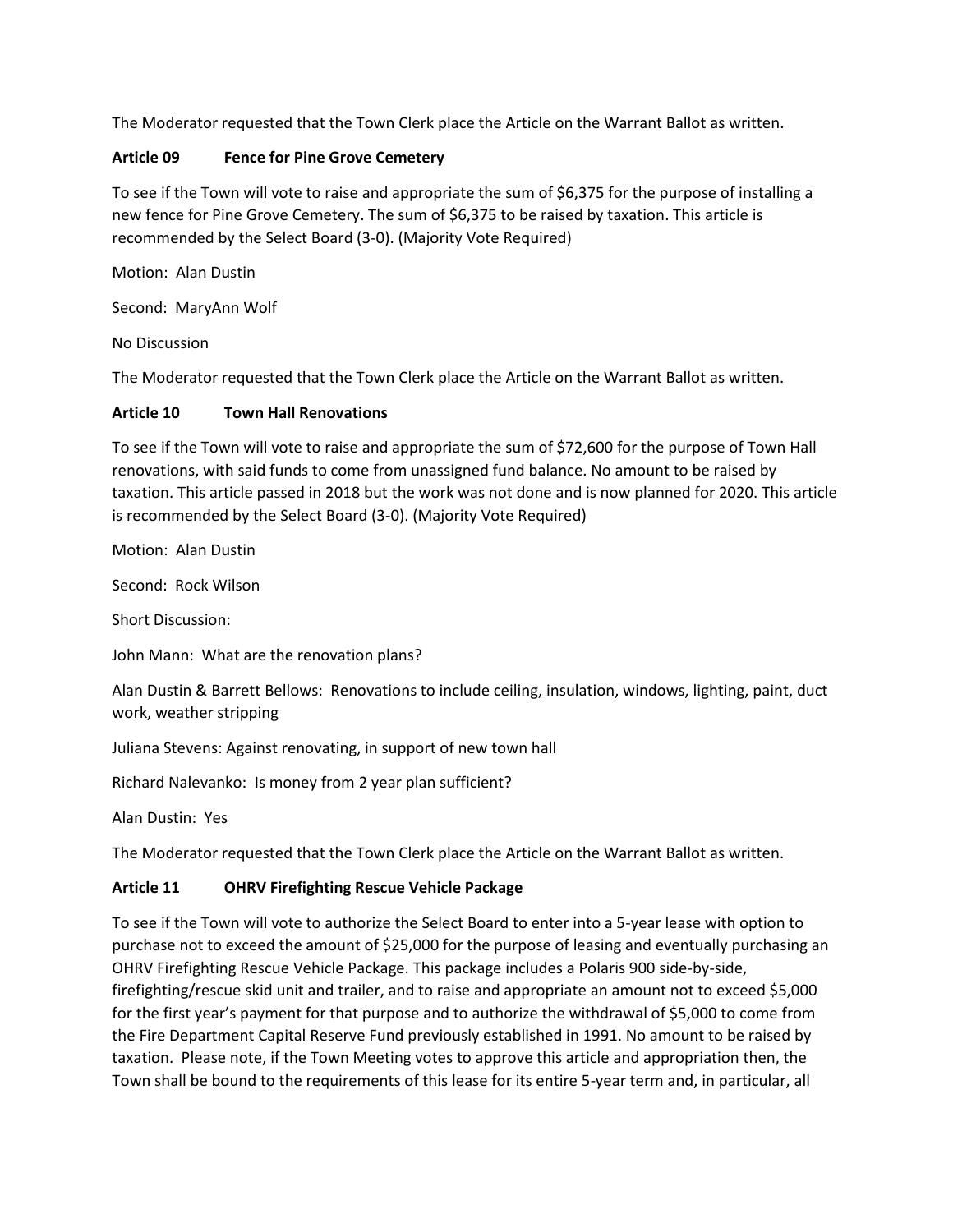The Moderator requested that the Town Clerk place the Article on the Warrant Ballot as written.

**Article 09 Fence for Pine Grove Cemetery**

To see if the Town will vote to raise and appropriate the sum of $6,375 for the purpose of installing a new fence for Pine Grove Cemetery. The sum of $6,375 to be raised by taxation. This article is recommended by the Select Board (3-0). (Majority Vote Required)

Motion: Alan Dustin

Second: MaryAnn Wolf

No Discussion

The Moderator requested that the Town Clerk place the Article on the Warrant Ballot as written.

**Article 10 Town Hall Renovations**

To see if the Town will vote to raise and appropriate the sum of $72,600 for the purpose of Town Hall renovations, with said funds to come from unassigned fund balance. No amount to be raised by taxation. This article passed in 2018 but the work was not done and is now planned for 2020. This article is recommended by the Select Board (3-0). (Majority Vote Required)

Motion: Alan Dustin

Second: Rock Wilson

Short Discussion:

John Mann: What are the renovation plans?

Alan Dustin & Barrett Bellows: Renovations to include ceiling, insulation, windows, lighting, paint, duct work, weather stripping

Juliana Stevens: Against renovating, in support of new town hall

Richard Nalevanko: Is money from 2 year plan sufficient?

Alan Dustin: Yes

The Moderator requested that the Town Clerk place the Article on the Warrant Ballot as written.

**Article 11 OHRV Firefighting Rescue Vehicle Package**

To see if the Town will vote to authorize the Select Board to enter into a 5-year lease with option to purchase not to exceed the amount of $25,000 for the purpose of leasing and eventually purchasing an OHRV Firefighting Rescue Vehicle Package. This package includes a Polaris 900 side-by-side, firefighting/rescue skid unit and trailer, and to raise and appropriate an amount not to exceed $5,000 for the first year's payment for that purpose and to authorize the withdrawal of $5,000 to come from the Fire Department Capital Reserve Fund previously established in 1991. No amount to be raised by taxation. Please note, if the Town Meeting votes to approve this article and appropriation then, the Town shall be bound to the requirements of this lease for its entire 5-year term and, in particular, all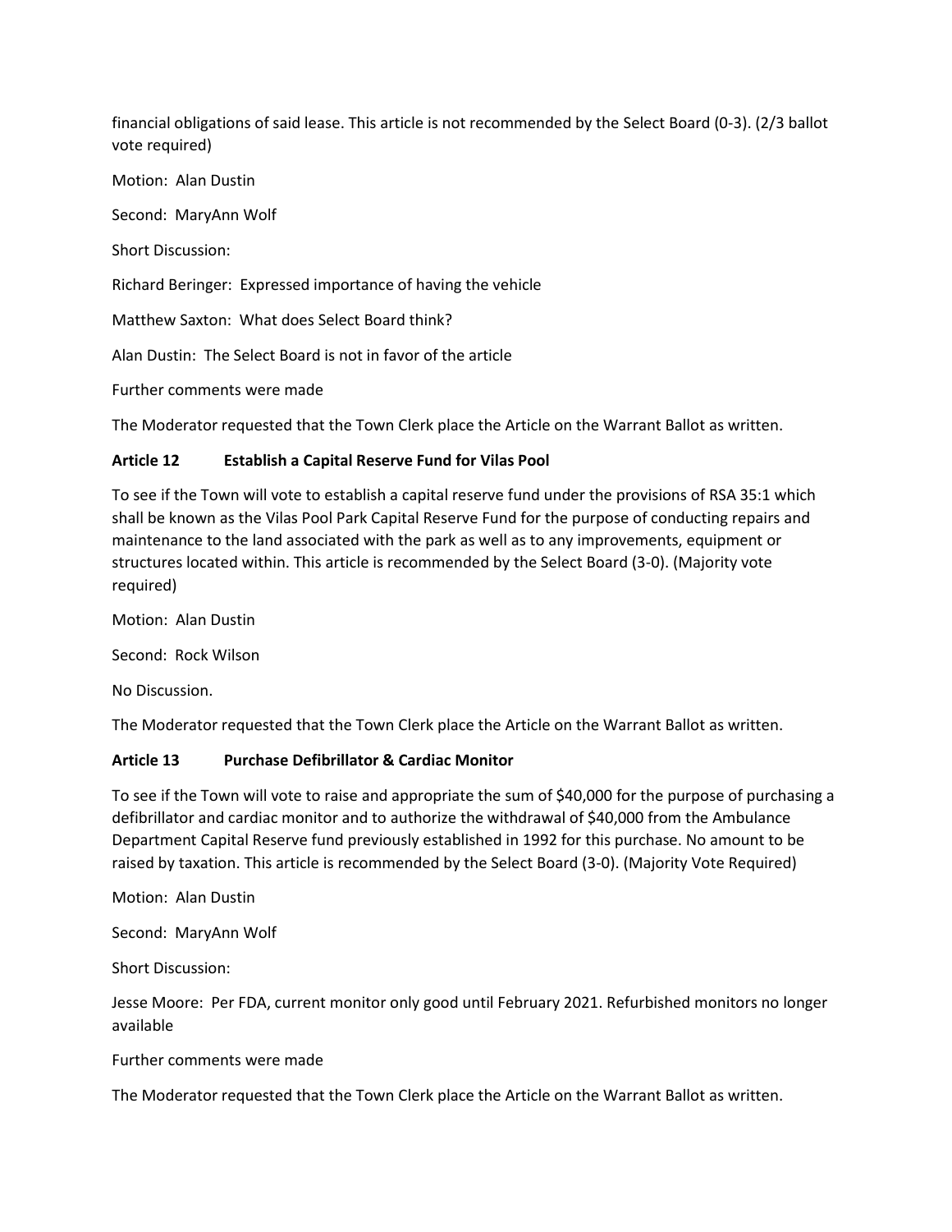financial obligations of said lease. This article is not recommended by the Select Board (0-3). (2/3 ballot vote required)

Motion: Alan Dustin

Second: MaryAnn Wolf

Short Discussion:

Richard Beringer: Expressed importance of having the vehicle

Matthew Saxton: What does Select Board think?

Alan Dustin: The Select Board is not in favor of the article

Further comments were made

The Moderator requested that the Town Clerk place the Article on the Warrant Ballot as written.

### Article 12 Establish a Capital Reserve Fund for Vilas Pool

To see if the Town will vote to establish a capital reserve fund under the provisions of RSA 35:1 which shall be known as the Vilas Pool Park Capital Reserve Fund for the purpose of conducting repairs and maintenance to the land associated with the park as well as to any improvements, equipment or structures located within. This article is recommended by the Select Board (3-0). (Majority vote required)

Motion: Alan Dustin

Second: Rock Wilson

No Discussion.

The Moderator requested that the Town Clerk place the Article on the Warrant Ballot as written.

### Article 13 Purchase Defibrillator & Cardiac Monitor

To see if the Town will vote to raise and appropriate the sum of $40,000 for the purpose of purchasing a defibrillator and cardiac monitor and to authorize the withdrawal of $40,000 from the Ambulance Department Capital Reserve fund previously established in 1992 for this purchase. No amount to be raised by taxation. This article is recommended by the Select Board (3-0). (Majority Vote Required)

Motion: Alan Dustin

Second: MaryAnn Wolf

Short Discussion:

Jesse Moore: Per FDA, current monitor only good until February 2021. Refurbished monitors no longer available

Further comments were made

The Moderator requested that the Town Clerk place the Article on the Warrant Ballot as written.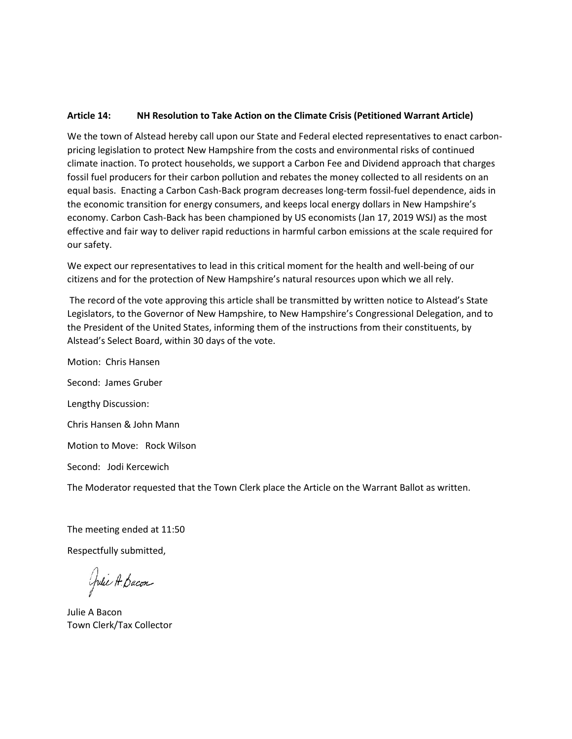**Article 14: NH Resolution to Take Action on the Climate Crisis (Petitioned Warrant Article)**

We the town of Alstead hereby call upon our State and Federal elected representatives to enact carbon-pricing legislation to protect New Hampshire from the costs and environmental risks of continued climate inaction. To protect households, we support a Carbon Fee and Dividend approach that charges fossil fuel producers for their carbon pollution and rebates the money collected to all residents on an equal basis. Enacting a Carbon Cash-Back program decreases long-term fossil-fuel dependence, aids in the economic transition for energy consumers, and keeps local energy dollars in New Hampshire's economy. Carbon Cash-Back has been championed by US economists (Jan 17, 2019 WSJ) as the most effective and fair way to deliver rapid reductions in harmful carbon emissions at the scale required for our safety.

We expect our representatives to lead in this critical moment for the health and well-being of our citizens and for the protection of New Hampshire's natural resources upon which we all rely.

The record of the vote approving this article shall be transmitted by written notice to Alstead's State Legislators, to the Governor of New Hampshire, to New Hampshire's Congressional Delegation, and to the President of the United States, informing them of the instructions from their constituents, by Alstead's Select Board, within 30 days of the vote.

Motion: Chris Hansen

Second: James Gruber

Lengthy Discussion:

Chris Hansen & John Mann

Motion to Move: Rock Wilson

Second: Jodi Kercewich

The Moderator requested that the Town Clerk place the Article on the Warrant Ballot as written.

The meeting ended at 11:50

Respectfully submitted,

Julie A Bacon

Julie A Bacon
Town Clerk/Tax Collector